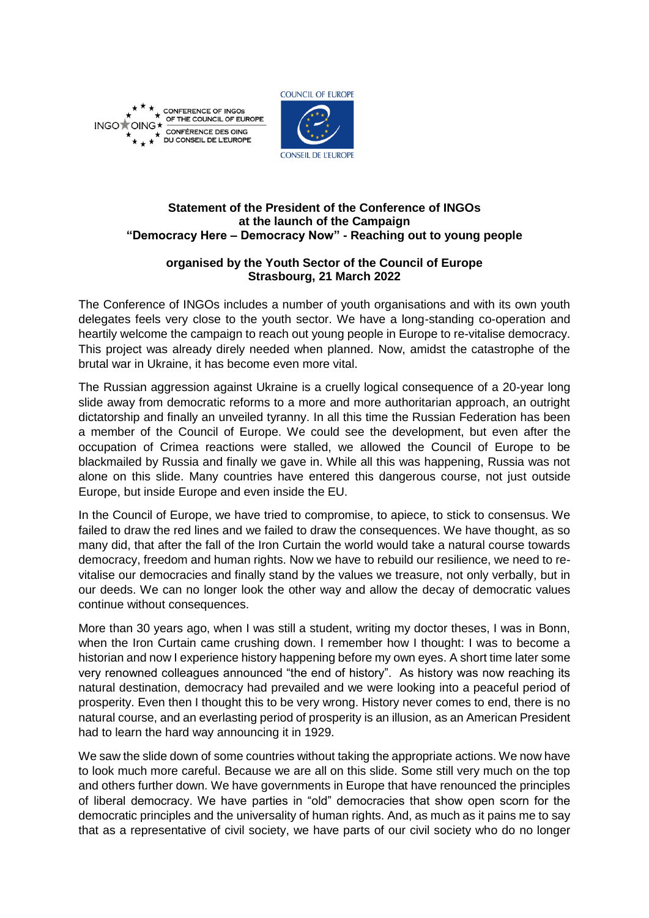CONFERENCE OF INGOs OF THE COUNCIL OF EUROPE
CONFÉRENCE DES OING DU CONSEIL DE L'EUROPE

COUNCIL OF EUROPE
CONSEIL DE L'EUROPE

**Statement of the President of the Conference of INGOs at the launch of the Campaign "Democracy Here – Democracy Now" - Reaching out to young people**

**organised by the Youth Sector of the Council of Europe Strasbourg, 21 March 2022**

The Conference of INGOs includes a number of youth organisations and with its own youth delegates feels very close to the youth sector. We have a long-standing co-operation and heartily welcome the campaign to reach out young people in Europe to re-vitalise democracy. This project was already direly needed when planned. Now, amidst the catastrophe of the brutal war in Ukraine, it has become even more vital.

The Russian aggression against Ukraine is a cruelly logical consequence of a 20-year long slide away from democratic reforms to a more and more authoritarian approach, an outright dictatorship and finally an unveiled tyranny. In all this time the Russian Federation has been a member of the Council of Europe. We could see the development, but even after the occupation of Crimea reactions were stalled, we allowed the Council of Europe to be blackmailed by Russia and finally we gave in. While all this was happening, Russia was not alone on this slide. Many countries have entered this dangerous course, not just outside Europe, but inside Europe and even inside the EU.

In the Council of Europe, we have tried to compromise, to apiece, to stick to consensus. We failed to draw the red lines and we failed to draw the consequences. We have thought, as so many did, that after the fall of the Iron Curtain the world would take a natural course towards democracy, freedom and human rights. Now we have to rebuild our resilience, we need to re-vitalise our democracies and finally stand by the values we treasure, not only verbally, but in our deeds. We can no longer look the other way and allow the decay of democratic values continue without consequences.

More than 30 years ago, when I was still a student, writing my doctor theses, I was in Bonn, when the Iron Curtain came crushing down. I remember how I thought: I was to become a historian and now I experience history happening before my own eyes. A short time later some very renowned colleagues announced "the end of history". As history was now reaching its natural destination, democracy had prevailed and we were looking into a peaceful period of prosperity. Even then I thought this to be very wrong. History never comes to end, there is no natural course, and an everlasting period of prosperity is an illusion, as an American President had to learn the hard way announcing it in 1929.

We saw the slide down of some countries without taking the appropriate actions. We now have to look much more careful. Because we are all on this slide. Some still very much on the top and others further down. We have governments in Europe that have renounced the principles of liberal democracy. We have parties in "old" democracies that show open scorn for the democratic principles and the universality of human rights. And, as much as it pains me to say that as a representative of civil society, we have parts of our civil society who do no longer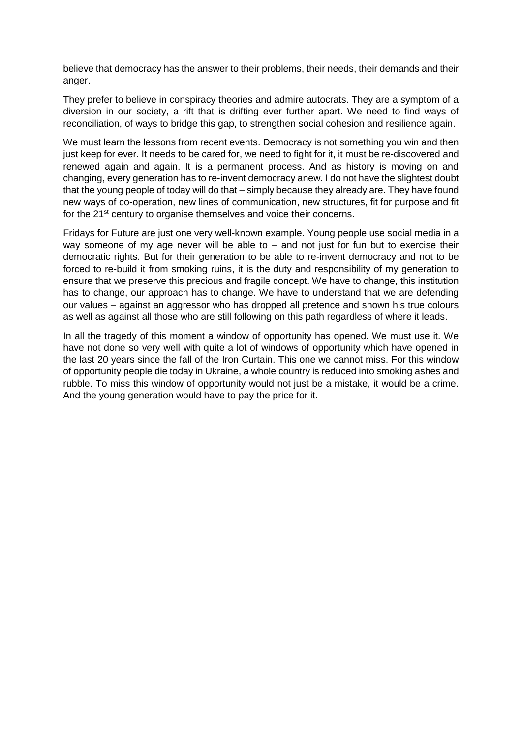believe that democracy has the answer to their problems, their needs, their demands and their anger.

They prefer to believe in conspiracy theories and admire autocrats. They are a symptom of a diversion in our society, a rift that is drifting ever further apart. We need to find ways of reconciliation, of ways to bridge this gap, to strengthen social cohesion and resilience again.

We must learn the lessons from recent events. Democracy is not something you win and then just keep for ever. It needs to be cared for, we need to fight for it, it must be re-discovered and renewed again and again. It is a permanent process. And as history is moving on and changing, every generation has to re-invent democracy anew. I do not have the slightest doubt that the young people of today will do that – simply because they already are. They have found new ways of co-operation, new lines of communication, new structures, fit for purpose and fit for the 21st century to organise themselves and voice their concerns.

Fridays for Future are just one very well-known example. Young people use social media in a way someone of my age never will be able to – and not just for fun but to exercise their democratic rights. But for their generation to be able to re-invent democracy and not to be forced to re-build it from smoking ruins, it is the duty and responsibility of my generation to ensure that we preserve this precious and fragile concept. We have to change, this institution has to change, our approach has to change. We have to understand that we are defending our values – against an aggressor who has dropped all pretence and shown his true colours as well as against all those who are still following on this path regardless of where it leads.

In all the tragedy of this moment a window of opportunity has opened. We must use it. We have not done so very well with quite a lot of windows of opportunity which have opened in the last 20 years since the fall of the Iron Curtain. This one we cannot miss. For this window of opportunity people die today in Ukraine, a whole country is reduced into smoking ashes and rubble. To miss this window of opportunity would not just be a mistake, it would be a crime. And the young generation would have to pay the price for it.